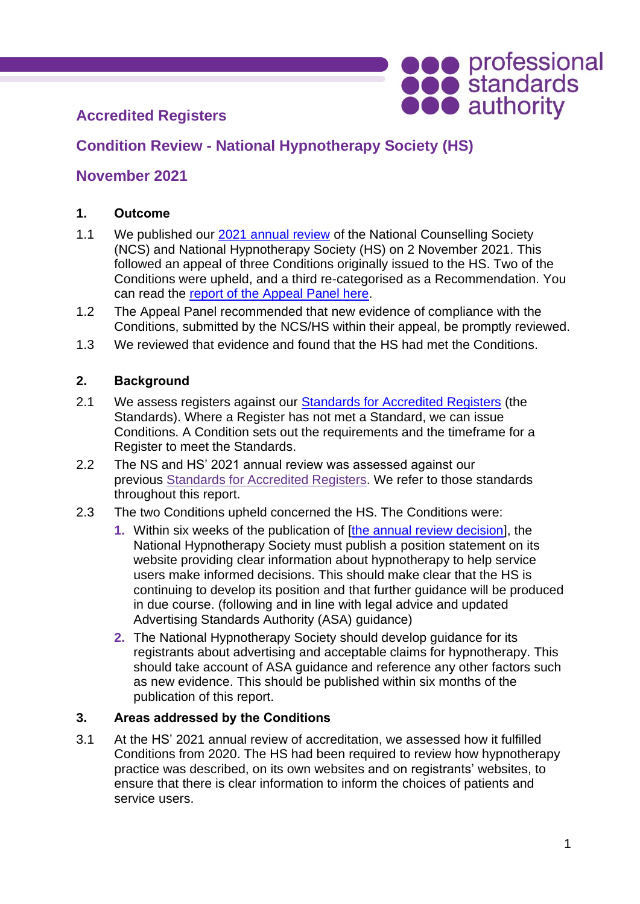# Accredited Registers

## Condition Review - National Hypnotherapy Society (HS)

## November 2021

### 1. Outcome

1.1 We published our [2021 annual review] of the National Counselling Society (NCS) and National Hypnotherapy Society (HS) on 2 November 2021. This followed an appeal of three Conditions originally issued to the HS. Two of the Conditions were upheld, and a third re-categorised as a Recommendation. You can read the [report of the Appeal Panel here].

1.2 The Appeal Panel recommended that new evidence of compliance with the Conditions, submitted by the NCS/HS within their appeal, be promptly reviewed.

1.3 We reviewed that evidence and found that the HS had met the Conditions.

### 2. Background

2.1 We assess registers against our [Standards for Accredited Registers] (the Standards). Where a Register has not met a Standard, we can issue Conditions. A Condition sets out the requirements and the timeframe for a Register to meet the Standards.

2.2 The NS and HS' 2021 annual review was assessed against our previous [Standards for Accredited Registers]. We refer to those standards throughout this report.

2.3 The two Conditions upheld concerned the HS. The Conditions were:

1. Within six weeks of the publication of [the annual review decision], the National Hypnotherapy Society must publish a position statement on its website providing clear information about hypnotherapy to help service users make informed decisions. This should make clear that the HS is continuing to develop its position and that further guidance will be produced in due course. (following and in line with legal advice and updated Advertising Standards Authority (ASA) guidance)
2. The National Hypnotherapy Society should develop guidance for its registrants about advertising and acceptable claims for hypnotherapy. This should take account of ASA guidance and reference any other factors such as new evidence. This should be published within six months of the publication of this report.

### 3. Areas addressed by the Conditions

3.1 At the HS' 2021 annual review of accreditation, we assessed how it fulfilled Conditions from 2020. The HS had been required to review how hypnotherapy practice was described, on its own websites and on registrants' websites, to ensure that there is clear information to inform the choices of patients and service users.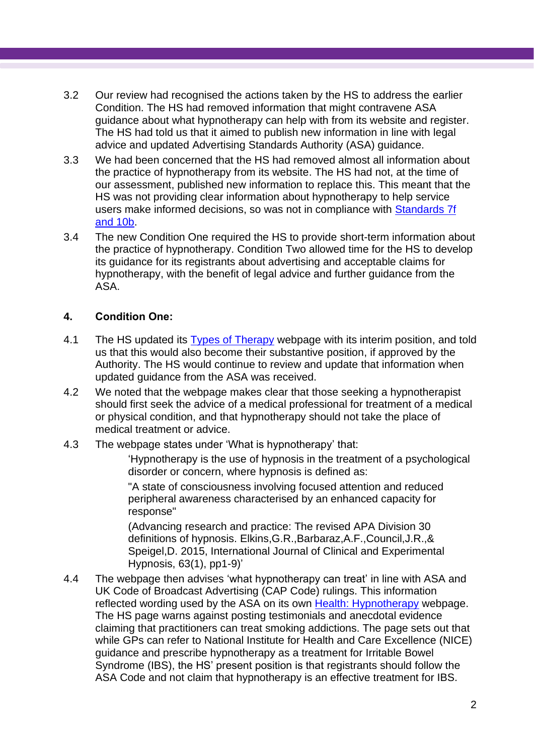3.2 Our review had recognised the actions taken by the HS to address the earlier Condition. The HS had removed information that might contravene ASA guidance about what hypnotherapy can help with from its website and register. The HS had told us that it aimed to publish new information in line with legal advice and updated Advertising Standards Authority (ASA) guidance.

3.3 We had been concerned that the HS had removed almost all information about the practice of hypnotherapy from its website. The HS had not, at the time of our assessment, published new information to replace this. This meant that the HS was not providing clear information about hypnotherapy to help service users make informed decisions, so was not in compliance with Standards 7f and 10b.

3.4 The new Condition One required the HS to provide short-term information about the practice of hypnotherapy. Condition Two allowed time for the HS to develop its guidance for its registrants about advertising and acceptable claims for hypnotherapy, with the benefit of legal advice and further guidance from the ASA.

## 4. Condition One:

4.1 The HS updated its Types of Therapy webpage with its interim position, and told us that this would also become their substantive position, if approved by the Authority. The HS would continue to review and update that information when updated guidance from the ASA was received.

4.2 We noted that the webpage makes clear that those seeking a hypnotherapist should first seek the advice of a medical professional for treatment of a medical or physical condition, and that hypnotherapy should not take the place of medical treatment or advice.

4.3 The webpage states under 'What is hypnotherapy' that:

> 'Hypnotherapy is the use of hypnosis in the treatment of a psychological disorder or concern, where hypnosis is defined as:
>
> "A state of consciousness involving focused attention and reduced peripheral awareness characterised by an enhanced capacity for response"
>
> (Advancing research and practice: The revised APA Division 30 definitions of hypnosis. Elkins,G.R.,Barbaraz,A.F.,Council,J.R.,& Speigel,D. 2015, International Journal of Clinical and Experimental Hypnosis, 63(1), pp1-9)'

4.4 The webpage then advises 'what hypnotherapy can treat' in line with ASA and UK Code of Broadcast Advertising (CAP Code) rulings. This information reflected wording used by the ASA on its own Health: Hypnotherapy webpage. The HS page warns against posting testimonials and anecdotal evidence claiming that practitioners can treat smoking addictions. The page sets out that while GPs can refer to National Institute for Health and Care Excellence (NICE) guidance and prescribe hypnotherapy as a treatment for Irritable Bowel Syndrome (IBS), the HS' present position is that registrants should follow the ASA Code and not claim that hypnotherapy is an effective treatment for IBS.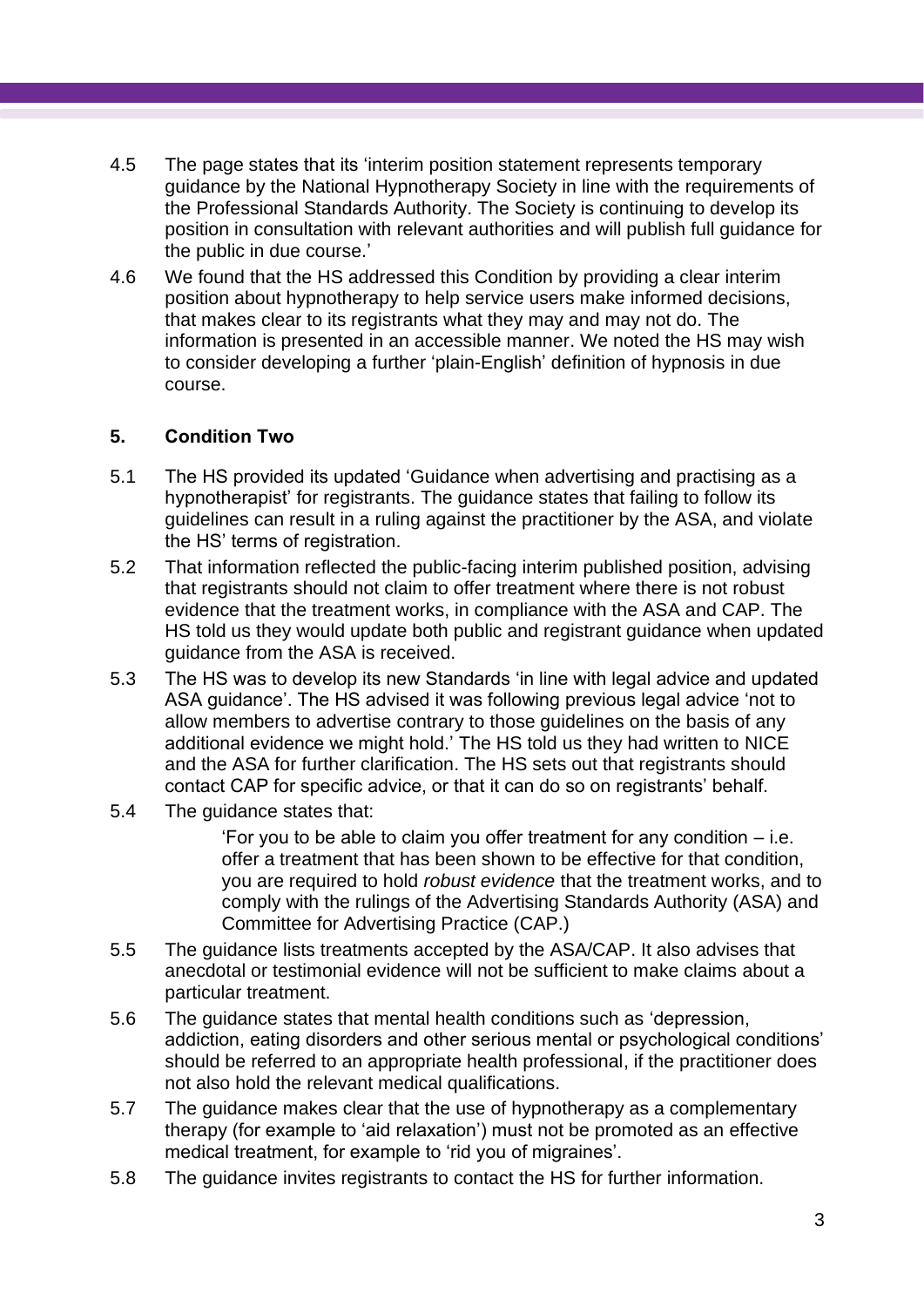4.5 The page states that its 'interim position statement represents temporary guidance by the National Hypnotherapy Society in line with the requirements of the Professional Standards Authority. The Society is continuing to develop its position in consultation with relevant authorities and will publish full guidance for the public in due course.'

4.6 We found that the HS addressed this Condition by providing a clear interim position about hypnotherapy to help service users make informed decisions, that makes clear to its registrants what they may and may not do. The information is presented in an accessible manner. We noted the HS may wish to consider developing a further 'plain-English' definition of hypnosis in due course.

## 5. Condition Two

5.1 The HS provided its updated 'Guidance when advertising and practising as a hypnotherapist' for registrants. The guidance states that failing to follow its guidelines can result in a ruling against the practitioner by the ASA, and violate the HS' terms of registration.

5.2 That information reflected the public-facing interim published position, advising that registrants should not claim to offer treatment where there is not robust evidence that the treatment works, in compliance with the ASA and CAP. The HS told us they would update both public and registrant guidance when updated guidance from the ASA is received.

5.3 The HS was to develop its new Standards 'in line with legal advice and updated ASA guidance'. The HS advised it was following previous legal advice 'not to allow members to advertise contrary to those guidelines on the basis of any additional evidence we might hold.' The HS told us they had written to NICE and the ASA for further clarification. The HS sets out that registrants should contact CAP for specific advice, or that it can do so on registrants' behalf.

5.4 The guidance states that:

> 'For you to be able to claim you offer treatment for any condition – i.e. offer a treatment that has been shown to be effective for that condition, you are required to hold *robust evidence* that the treatment works, and to comply with the rulings of the Advertising Standards Authority (ASA) and Committee for Advertising Practice (CAP.)

5.5 The guidance lists treatments accepted by the ASA/CAP. It also advises that anecdotal or testimonial evidence will not be sufficient to make claims about a particular treatment.

5.6 The guidance states that mental health conditions such as 'depression, addiction, eating disorders and other serious mental or psychological conditions' should be referred to an appropriate health professional, if the practitioner does not also hold the relevant medical qualifications.

5.7 The guidance makes clear that the use of hypnotherapy as a complementary therapy (for example to 'aid relaxation') must not be promoted as an effective medical treatment, for example to 'rid you of migraines'.

5.8 The guidance invites registrants to contact the HS for further information.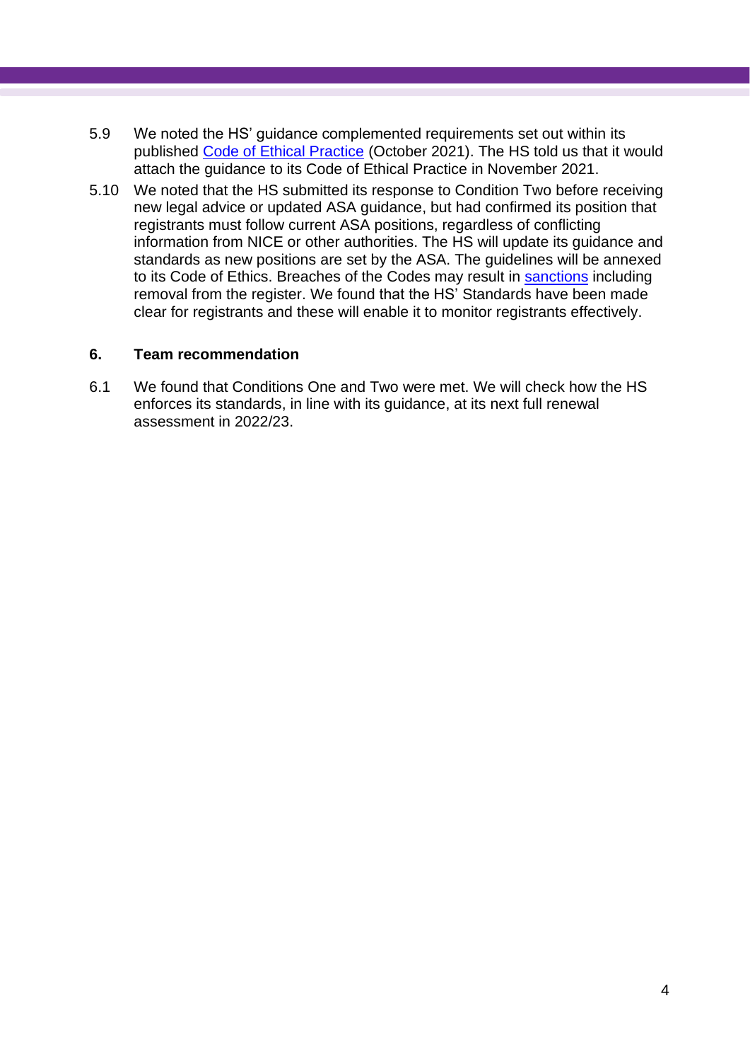5.9 We noted the HS' guidance complemented requirements set out within its published Code of Ethical Practice (October 2021). The HS told us that it would attach the guidance to its Code of Ethical Practice in November 2021.

5.10 We noted that the HS submitted its response to Condition Two before receiving new legal advice or updated ASA guidance, but had confirmed its position that registrants must follow current ASA positions, regardless of conflicting information from NICE or other authorities. The HS will update its guidance and standards as new positions are set by the ASA. The guidelines will be annexed to its Code of Ethics. Breaches of the Codes may result in sanctions including removal from the register. We found that the HS' Standards have been made clear for registrants and these will enable it to monitor registrants effectively.

## 6. Team recommendation

6.1 We found that Conditions One and Two were met. We will check how the HS enforces its standards, in line with its guidance, at its next full renewal assessment in 2022/23.